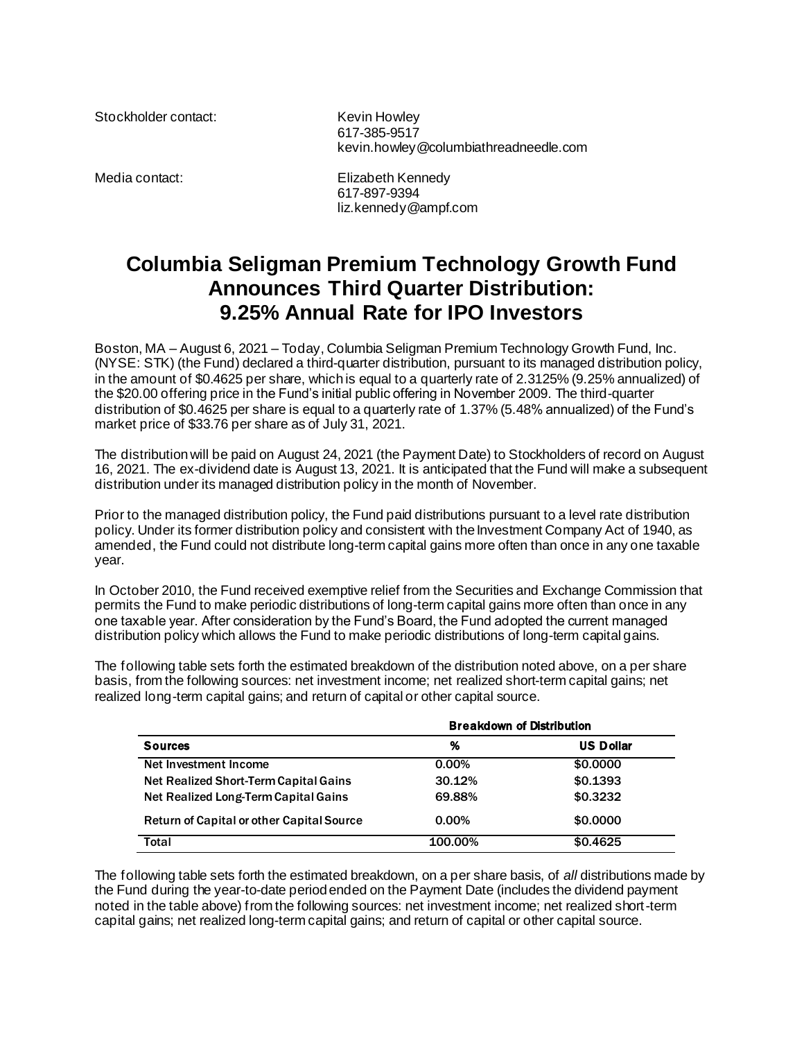Stockholder contact: Kevin Howley
617-385-9517
kevin.howley@columbiathreadneedle.com

Media contact: Elizabeth Kennedy
617-897-9394
liz.kennedy@ampf.com

# Columbia Seligman Premium Technology Growth Fund Announces Third Quarter Distribution: 9.25% Annual Rate for IPO Investors

Boston, MA – August 6, 2021 – Today, Columbia Seligman Premium Technology Growth Fund, Inc. (NYSE: STK) (the Fund) declared a third-quarter distribution, pursuant to its managed distribution policy, in the amount of $0.4625 per share, which is equal to a quarterly rate of 2.3125% (9.25% annualized) of the $20.00 offering price in the Fund's initial public offering in November 2009. The third-quarter distribution of $0.4625 per share is equal to a quarterly rate of 1.37% (5.48% annualized) of the Fund's market price of $33.76 per share as of July 31, 2021.

The distribution will be paid on August 24, 2021 (the Payment Date) to Stockholders of record on August 16, 2021. The ex-dividend date is August 13, 2021. It is anticipated that the Fund will make a subsequent distribution under its managed distribution policy in the month of November.

Prior to the managed distribution policy, the Fund paid distributions pursuant to a level rate distribution policy. Under its former distribution policy and consistent with the Investment Company Act of 1940, as amended, the Fund could not distribute long-term capital gains more often than once in any one taxable year.

In October 2010, the Fund received exemptive relief from the Securities and Exchange Commission that permits the Fund to make periodic distributions of long-term capital gains more often than once in any one taxable year. After consideration by the Fund's Board, the Fund adopted the current managed distribution policy which allows the Fund to make periodic distributions of long-term capital gains.

The following table sets forth the estimated breakdown of the distribution noted above, on a per share basis, from the following sources: net investment income; net realized short-term capital gains; net realized long-term capital gains; and return of capital or other capital source.

| | Breakdown of Distribution | |
|---|---|---|
| **Sources** | **%** | **US Dollar** |
| Net Investment Income | 0.00% | $0.0000 |
| Net Realized Short-Term Capital Gains | 30.12% | $0.1393 |
| Net Realized Long-Term Capital Gains | 69.88% | $0.3232 |
| Return of Capital or other Capital Source | 0.00% | $0.0000 |
| Total | 100.00% | $0.4625 |

The following table sets forth the estimated breakdown, on a per share basis, of *all* distributions made by the Fund during the year-to-date period ended on the Payment Date (includes the dividend payment noted in the table above) from the following sources: net investment income; net realized short-term capital gains; net realized long-term capital gains; and return of capital or other capital source.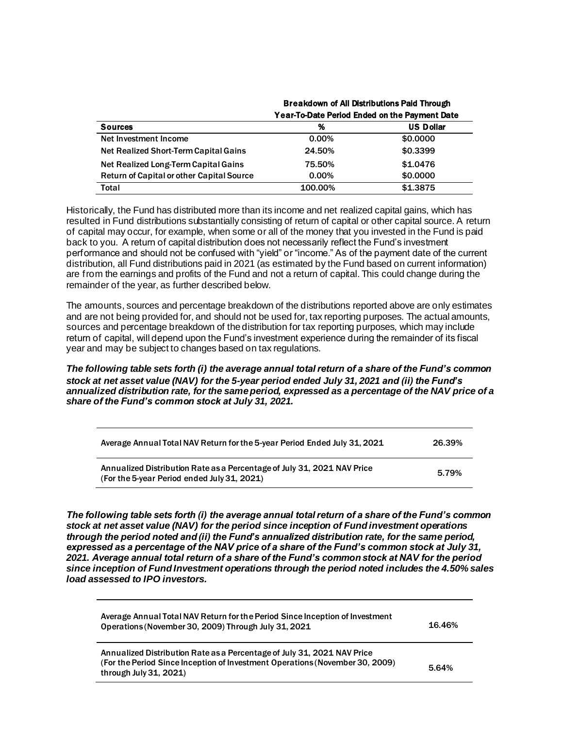| Sources | Breakdown of All Distributions Paid Through Year-To-Date Period Ended on the Payment Date | |
|---|---|---|
| | % | US Dollar |
| Net Investment Income | 0.00% | $0.0000 |
| Net Realized Short-Term Capital Gains | 24.50% | $0.3399 |
| Net Realized Long-Term Capital Gains | 75.50% | $1.0476 |
| Return of Capital or other Capital Source | 0.00% | $0.0000 |
| Total | 100.00% | $1.3875 |

Historically, the Fund has distributed more than its income and net realized capital gains, which has resulted in Fund distributions substantially consisting of return of capital or other capital source. A return of capital may occur, for example, when some or all of the money that you invested in the Fund is paid back to you. A return of capital distribution does not necessarily reflect the Fund's investment performance and should not be confused with "yield" or "income." As of the payment date of the current distribution, all Fund distributions paid in 2021 (as estimated by the Fund based on current information) are from the earnings and profits of the Fund and not a return of capital. This could change during the remainder of the year, as further described below.

The amounts, sources and percentage breakdown of the distributions reported above are only estimates and are not being provided for, and should not be used for, tax reporting purposes. The actual amounts, sources and percentage breakdown of the distribution for tax reporting purposes, which may include return of capital, will depend upon the Fund's investment experience during the remainder of its fiscal year and may be subject to changes based on tax regulations.

***The following table sets forth (i) the average annual total return of a share of the Fund's common stock at net asset value (NAV) for the 5-year period ended July 31, 2021 and (ii) the Fund's annualized distribution rate, for the same period, expressed as a percentage of the NAV price of a share of the Fund's common stock at July 31, 2021.***

| | |
|---|---|
| Average Annual Total NAV Return for the 5-year Period Ended July 31, 2021 | 26.39% |
| Annualized Distribution Rate as a Percentage of July 31, 2021 NAV Price (For the 5-year Period ended July 31, 2021) | 5.79% |

***The following table sets forth (i) the average annual total return of a share of the Fund's common stock at net asset value (NAV) for the period since inception of Fund investment operations through the period noted and (ii) the Fund's annualized distribution rate, for the same period, expressed as a percentage of the NAV price of a share of the Fund's common stock at July 31, 2021. Average annual total return of a share of the Fund's common stock at NAV for the period since inception of Fund Investment operations through the period noted includes the 4.50% sales load assessed to IPO investors.***

| | |
|---|---|
| Average Annual Total NAV Return for the Period Since Inception of Investment Operations (November 30, 2009) Through July 31, 2021 | 16.46% |
| Annualized Distribution Rate as a Percentage of July 31, 2021 NAV Price (For the Period Since Inception of Investment Operations (November 30, 2009) through July 31, 2021) | 5.64% |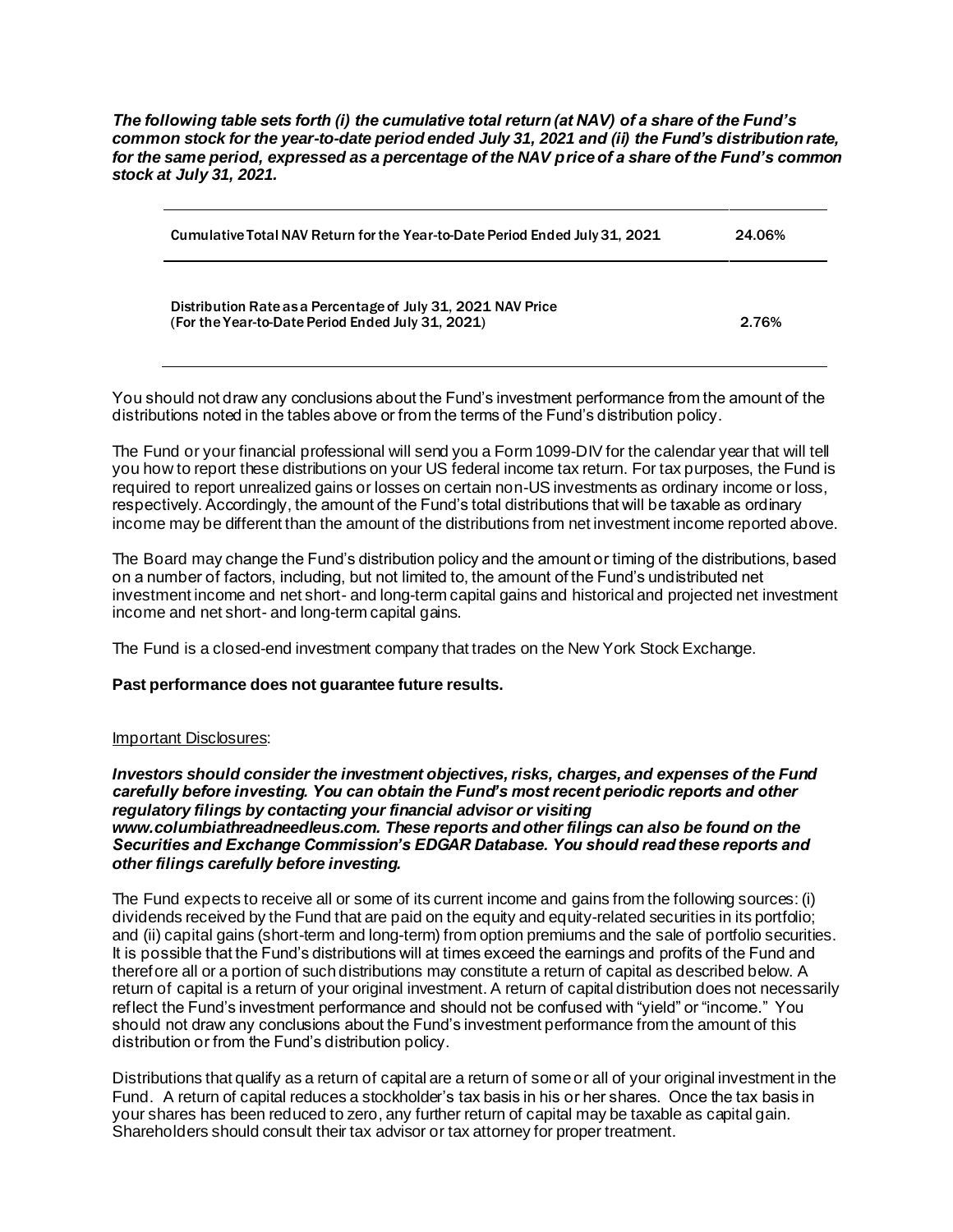***The following table sets forth (i) the cumulative total return (at NAV) of a share of the Fund's common stock for the year-to-date period ended July 31, 2021 and (ii) the Fund's distribution rate, for the same period, expressed as a percentage of the NAV price of a share of the Fund's common stock at July 31, 2021.***

| | |
|---|---|
| Cumulative Total NAV Return for the Year-to-Date Period Ended July 31, 2021 | 24.06% |
| Distribution Rate as a Percentage of July 31, 2021 NAV Price (For the Year-to-Date Period Ended July 31, 2021) | 2.76% |

You should not draw any conclusions about the Fund's investment performance from the amount of the distributions noted in the tables above or from the terms of the Fund's distribution policy.

The Fund or your financial professional will send you a Form 1099-DIV for the calendar year that will tell you how to report these distributions on your US federal income tax return. For tax purposes, the Fund is required to report unrealized gains or losses on certain non-US investments as ordinary income or loss, respectively. Accordingly, the amount of the Fund's total distributions that will be taxable as ordinary income may be different than the amount of the distributions from net investment income reported above.

The Board may change the Fund's distribution policy and the amount or timing of the distributions, based on a number of factors, including, but not limited to, the amount of the Fund's undistributed net investment income and net short- and long-term capital gains and historical and projected net investment income and net short- and long-term capital gains.

The Fund is a closed-end investment company that trades on the New York Stock Exchange.

**Past performance does not guarantee future results.**

Important Disclosures:

***Investors should consider the investment objectives, risks, charges, and expenses of the Fund carefully before investing. You can obtain the Fund's most recent periodic reports and other regulatory filings by contacting your financial advisor or visiting www.columbiathreadneedleus.com. These reports and other filings can also be found on the Securities and Exchange Commission's EDGAR Database. You should read these reports and other filings carefully before investing.***

The Fund expects to receive all or some of its current income and gains from the following sources: (i) dividends received by the Fund that are paid on the equity and equity-related securities in its portfolio; and (ii) capital gains (short-term and long-term) from option premiums and the sale of portfolio securities. It is possible that the Fund's distributions will at times exceed the earnings and profits of the Fund and therefore all or a portion of such distributions may constitute a return of capital as described below. A return of capital is a return of your original investment. A return of capital distribution does not necessarily reflect the Fund's investment performance and should not be confused with "yield" or "income." You should not draw any conclusions about the Fund's investment performance from the amount of this distribution or from the Fund's distribution policy.

Distributions that qualify as a return of capital are a return of some or all of your original investment in the Fund. A return of capital reduces a stockholder's tax basis in his or her shares. Once the tax basis in your shares has been reduced to zero, any further return of capital may be taxable as capital gain. Shareholders should consult their tax advisor or tax attorney for proper treatment.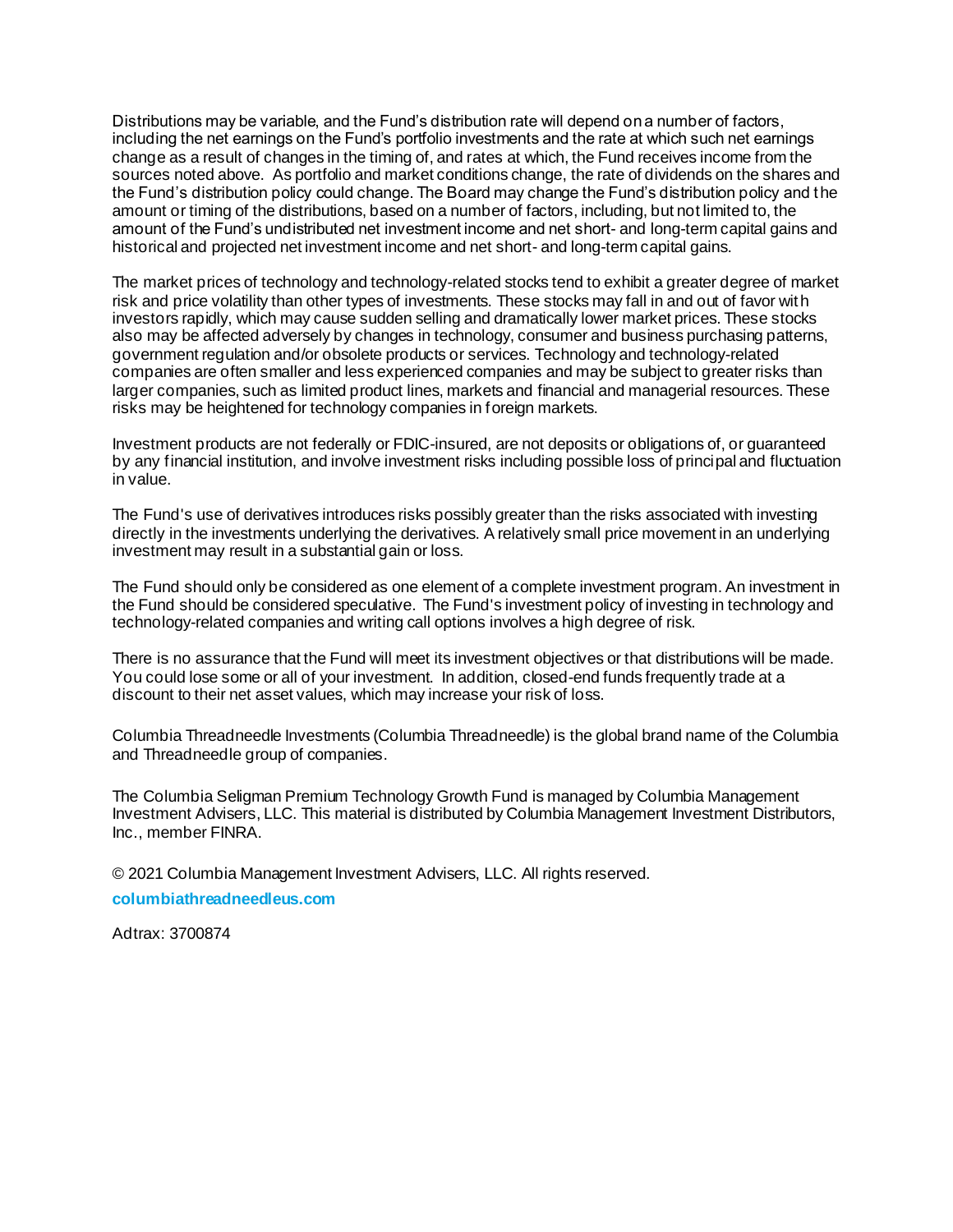Distributions may be variable, and the Fund's distribution rate will depend on a number of factors, including the net earnings on the Fund's portfolio investments and the rate at which such net earnings change as a result of changes in the timing of, and rates at which, the Fund receives income from the sources noted above. As portfolio and market conditions change, the rate of dividends on the shares and the Fund's distribution policy could change. The Board may change the Fund's distribution policy and the amount or timing of the distributions, based on a number of factors, including, but not limited to, the amount of the Fund's undistributed net investment income and net short- and long-term capital gains and historical and projected net investment income and net short- and long-term capital gains.

The market prices of technology and technology-related stocks tend to exhibit a greater degree of market risk and price volatility than other types of investments. These stocks may fall in and out of favor with investors rapidly, which may cause sudden selling and dramatically lower market prices. These stocks also may be affected adversely by changes in technology, consumer and business purchasing patterns, government regulation and/or obsolete products or services. Technology and technology-related companies are often smaller and less experienced companies and may be subject to greater risks than larger companies, such as limited product lines, markets and financial and managerial resources. These risks may be heightened for technology companies in foreign markets.

Investment products are not federally or FDIC-insured, are not deposits or obligations of, or guaranteed by any financial institution, and involve investment risks including possible loss of principal and fluctuation in value.

The Fund's use of derivatives introduces risks possibly greater than the risks associated with investing directly in the investments underlying the derivatives. A relatively small price movement in an underlying investment may result in a substantial gain or loss.

The Fund should only be considered as one element of a complete investment program. An investment in the Fund should be considered speculative. The Fund's investment policy of investing in technology and technology-related companies and writing call options involves a high degree of risk.

There is no assurance that the Fund will meet its investment objectives or that distributions will be made. You could lose some or all of your investment. In addition, closed-end funds frequently trade at a discount to their net asset values, which may increase your risk of loss.

Columbia Threadneedle Investments (Columbia Threadneedle) is the global brand name of the Columbia and Threadneedle group of companies.

The Columbia Seligman Premium Technology Growth Fund is managed by Columbia Management Investment Advisers, LLC. This material is distributed by Columbia Management Investment Distributors, Inc., member FINRA.

© 2021 Columbia Management Investment Advisers, LLC. All rights reserved.

**columbiathreadneedleus.com**

Adtrax: 3700874